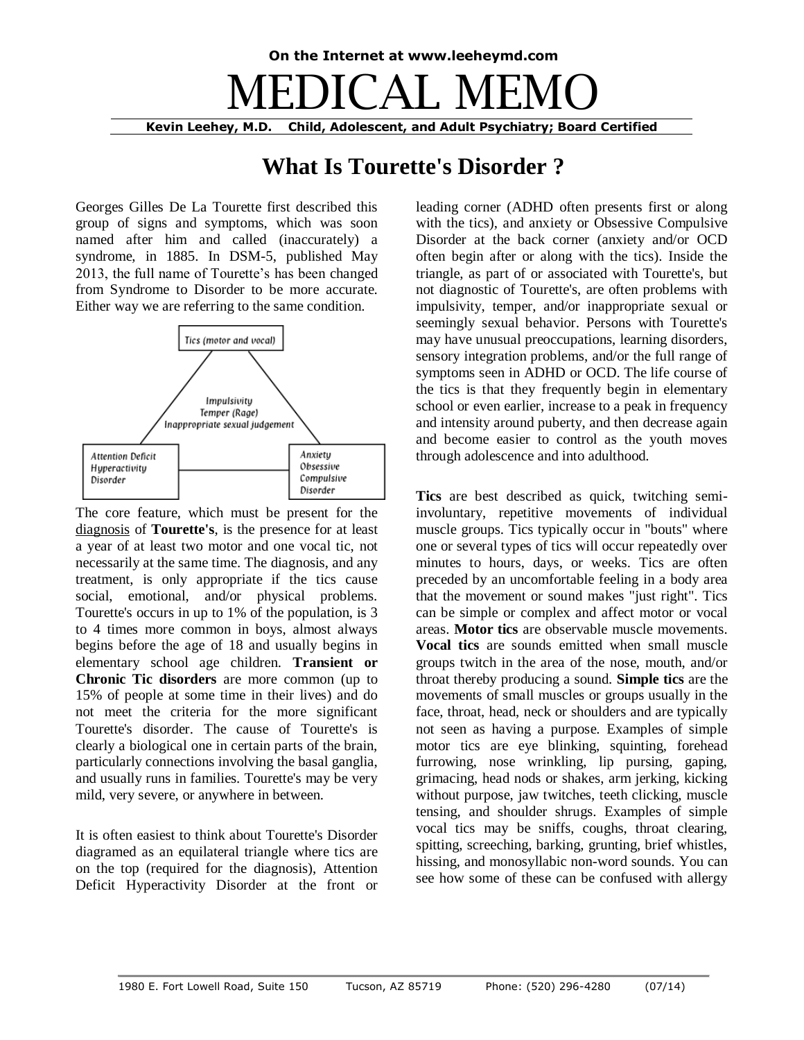**On the Internet at www.leeheymd.com**

# MEDICAL MEMO

**Kevin Leehey, M.D. Child, Adolescent, and Adult Psychiatry; Board Certified**

## What Is Tourette's Disorder ?

Georges Gilles De La Tourette first described this group of signs and symptoms, which was soon named after him and called (inaccurately) a syndrome, in 1885. In DSM-5, published May 2013, the full name of Tourette's has been changed from Syndrome to Disorder to be more accurate. Either way we are referring to the same condition.

Tics (motor and vocal)

Impulsivity
Temper (Rage)
Inappropriate sexual judgement

Attention Deficit Hyperactivity Disorder

Anxiety Obsessive Compulsive Disorder

The core feature, which must be present for the diagnosis of **Tourette's**, is the presence for at least a year of at least two motor and one vocal tic, not necessarily at the same time. The diagnosis, and any treatment, is only appropriate if the tics cause social, emotional, and/or physical problems. Tourette's occurs in up to 1% of the population, is 3 to 4 times more common in boys, almost always begins before the age of 18 and usually begins in elementary school age children. **Transient or Chronic Tic disorders** are more common (up to 15% of people at some time in their lives) and do not meet the criteria for the more significant Tourette's disorder. The cause of Tourette's is clearly a biological one in certain parts of the brain, particularly connections involving the basal ganglia, and usually runs in families. Tourette's may be very mild, very severe, or anywhere in between.

It is often easiest to think about Tourette's Disorder diagramed as an equilateral triangle where tics are on the top (required for the diagnosis), Attention Deficit Hyperactivity Disorder at the front or leading corner (ADHD often presents first or along with the tics), and anxiety or Obsessive Compulsive Disorder at the back corner (anxiety and/or OCD often begin after or along with the tics). Inside the triangle, as part of or associated with Tourette's, but not diagnostic of Tourette's, are often problems with impulsivity, temper, and/or inappropriate sexual or seemingly sexual behavior. Persons with Tourette's may have unusual preoccupations, learning disorders, sensory integration problems, and/or the full range of symptoms seen in ADHD or OCD. The life course of the tics is that they frequently begin in elementary school or even earlier, increase to a peak in frequency and intensity around puberty, and then decrease again and become easier to control as the youth moves through adolescence and into adulthood.

**Tics** are best described as quick, twitching semi-involuntary, repetitive movements of individual muscle groups. Tics typically occur in "bouts" where one or several types of tics will occur repeatedly over minutes to hours, days, or weeks. Tics are often preceded by an uncomfortable feeling in a body area that the movement or sound makes "just right". Tics can be simple or complex and affect motor or vocal areas. **Motor tics** are observable muscle movements. **Vocal tics** are sounds emitted when small muscle groups twitch in the area of the nose, mouth, and/or throat thereby producing a sound. **Simple tics** are the movements of small muscles or groups usually in the face, throat, head, neck or shoulders and are typically not seen as having a purpose. Examples of simple motor tics are eye blinking, squinting, forehead furrowing, nose wrinkling, lip pursing, gaping, grimacing, head nods or shakes, arm jerking, kicking without purpose, jaw twitches, teeth clicking, muscle tensing, and shoulder shrugs. Examples of simple vocal tics may be sniffs, coughs, throat clearing, spitting, screeching, barking, grunting, brief whistles, hissing, and monosyllabic non-word sounds. You can see how some of these can be confused with allergy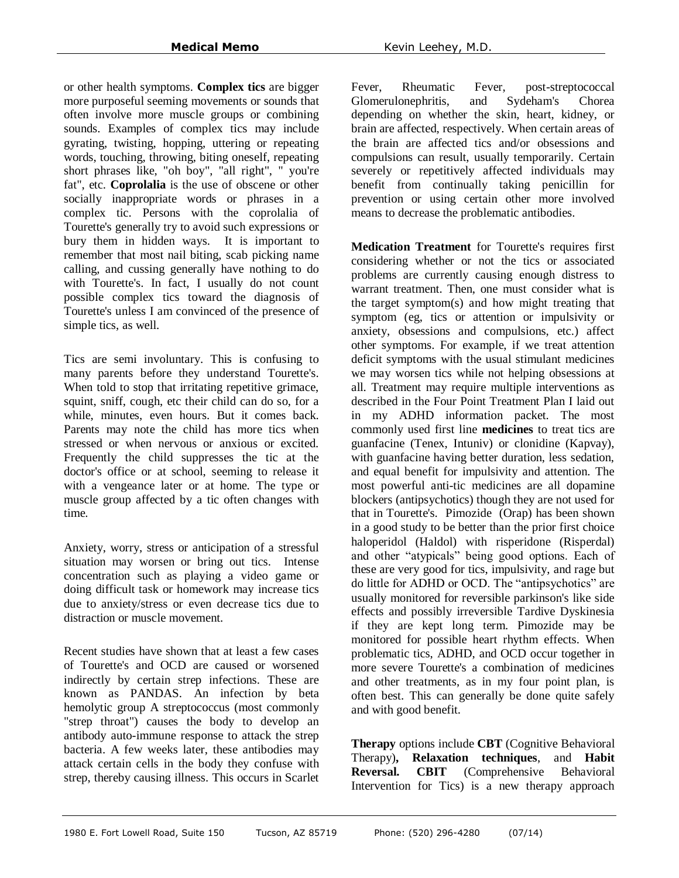or other health symptoms. **Complex tics** are bigger more purposeful seeming movements or sounds that often involve more muscle groups or combining sounds. Examples of complex tics may include gyrating, twisting, hopping, uttering or repeating words, touching, throwing, biting oneself, repeating short phrases like, "oh boy", "all right", " you're fat", etc. **Coprolalia** is the use of obscene or other socially inappropriate words or phrases in a complex tic. Persons with the coprolalia of Tourette's generally try to avoid such expressions or bury them in hidden ways. It is important to remember that most nail biting, scab picking name calling, and cussing generally have nothing to do with Tourette's. In fact, I usually do not count possible complex tics toward the diagnosis of Tourette's unless I am convinced of the presence of simple tics, as well.

Tics are semi involuntary. This is confusing to many parents before they understand Tourette's. When told to stop that irritating repetitive grimace, squint, sniff, cough, etc their child can do so, for a while, minutes, even hours. But it comes back. Parents may note the child has more tics when stressed or when nervous or anxious or excited. Frequently the child suppresses the tic at the doctor's office or at school, seeming to release it with a vengeance later or at home. The type or muscle group affected by a tic often changes with time.

Anxiety, worry, stress or anticipation of a stressful situation may worsen or bring out tics. Intense concentration such as playing a video game or doing difficult task or homework may increase tics due to anxiety/stress or even decrease tics due to distraction or muscle movement.

Recent studies have shown that at least a few cases of Tourette's and OCD are caused or worsened indirectly by certain strep infections. These are known as PANDAS. An infection by beta hemolytic group A streptococcus (most commonly "strep throat") causes the body to develop an antibody auto-immune response to attack the strep bacteria. A few weeks later, these antibodies may attack certain cells in the body they confuse with strep, thereby causing illness. This occurs in Scarlet Fever, Rheumatic Fever, post-streptococcal Glomerulonephritis, and Sydeham's Chorea depending on whether the skin, heart, kidney, or brain are affected, respectively. When certain areas of the brain are affected tics and/or obsessions and compulsions can result, usually temporarily. Certain severely or repetitively affected individuals may benefit from continually taking penicillin for prevention or using certain other more involved means to decrease the problematic antibodies.

**Medication Treatment** for Tourette's requires first considering whether or not the tics or associated problems are currently causing enough distress to warrant treatment. Then, one must consider what is the target symptom(s) and how might treating that symptom (eg, tics or attention or impulsivity or anxiety, obsessions and compulsions, etc.) affect other symptoms. For example, if we treat attention deficit symptoms with the usual stimulant medicines we may worsen tics while not helping obsessions at all. Treatment may require multiple interventions as described in the Four Point Treatment Plan I laid out in my ADHD information packet. The most commonly used first line **medicines** to treat tics are guanfacine (Tenex, Intuniv) or clonidine (Kapvay), with guanfacine having better duration, less sedation, and equal benefit for impulsivity and attention. The most powerful anti-tic medicines are all dopamine blockers (antipsychotics) though they are not used for that in Tourette's. Pimozide (Orap) has been shown in a good study to be better than the prior first choice haloperidol (Haldol) with risperidone (Risperdal) and other "atypicals" being good options. Each of these are very good for tics, impulsivity, and rage but do little for ADHD or OCD. The "antipsychotics" are usually monitored for reversible parkinson's like side effects and possibly irreversible Tardive Dyskinesia if they are kept long term. Pimozide may be monitored for possible heart rhythm effects. When problematic tics, ADHD, and OCD occur together in more severe Tourette's a combination of medicines and other treatments, as in my four point plan, is often best. This can generally be done quite safely and with good benefit.

**Therapy** options include **CBT** (Cognitive Behavioral Therapy)**, Relaxation techniques**, and **Habit Reversal. CBIT** (Comprehensive Behavioral Intervention for Tics) is a new therapy approach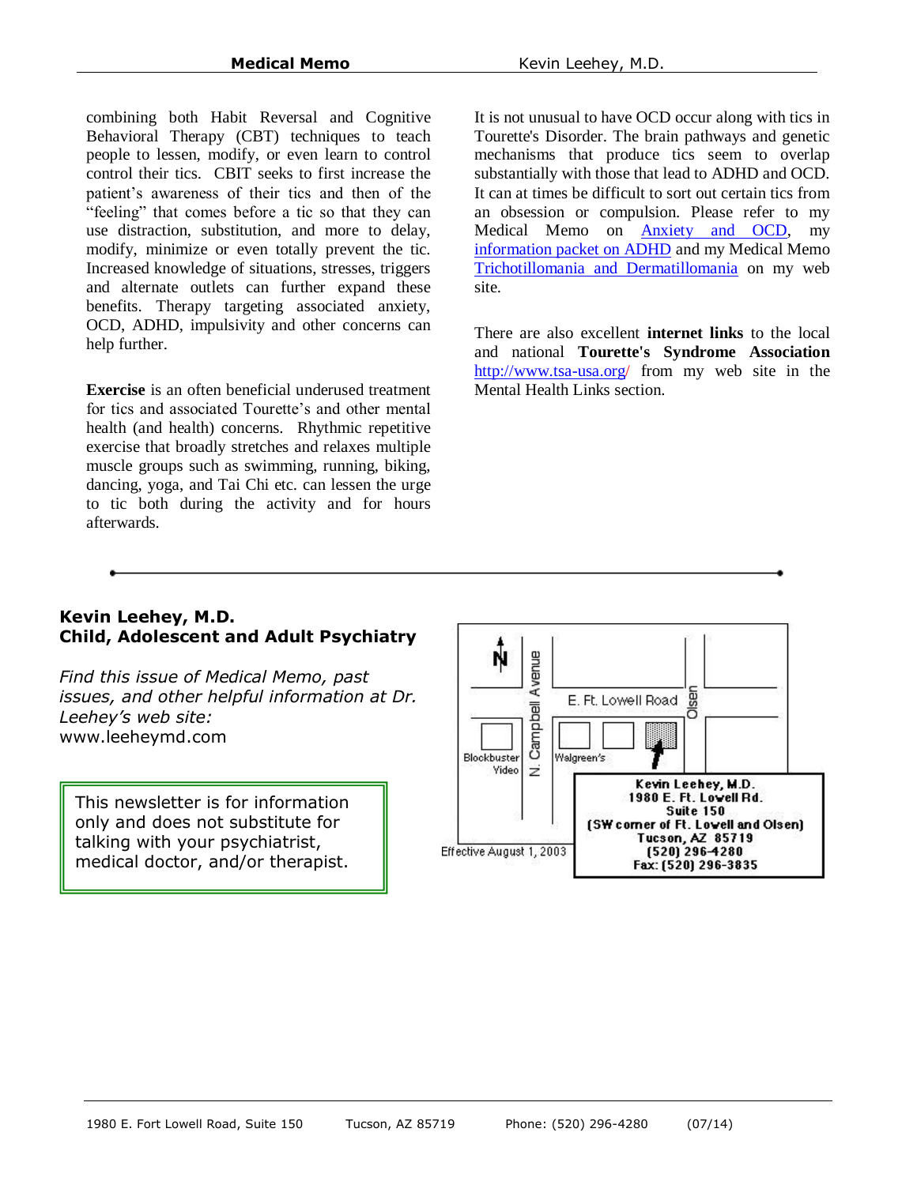combining both Habit Reversal and Cognitive Behavioral Therapy (CBT) techniques to teach people to lessen, modify, or even learn to control control their tics. CBIT seeks to first increase the patient's awareness of their tics and then of the "feeling" that comes before a tic so that they can use distraction, substitution, and more to delay, modify, minimize or even totally prevent the tic. Increased knowledge of situations, stresses, triggers and alternate outlets can further expand these benefits. Therapy targeting associated anxiety, OCD, ADHD, impulsivity and other concerns can help further.

**Exercise** is an often beneficial underused treatment for tics and associated Tourette's and other mental health (and health) concerns. Rhythmic repetitive exercise that broadly stretches and relaxes multiple muscle groups such as swimming, running, biking, dancing, yoga, and Tai Chi etc. can lessen the urge to tic both during the activity and for hours afterwards.

It is not unusual to have OCD occur along with tics in Tourette's Disorder. The brain pathways and genetic mechanisms that produce tics seem to overlap substantially with those that lead to ADHD and OCD. It can at times be difficult to sort out certain tics from an obsession or compulsion. Please refer to my Medical Memo on Anxiety and OCD, my information packet on ADHD and my Medical Memo Trichotillomania and Dermatillomania on my web site.

There are also excellent **internet links** to the local and national **Tourette's Syndrome Association** http://www.tsa-usa.org/ from my web site in the Mental Health Links section.

---

**Kevin Leehey, M.D.**
**Child, Adolescent and Adult Psychiatry**

*Find this issue of Medical Memo, past issues, and other helpful information at Dr. Leehey's web site:*
www.leeheymd.com

> This newsletter is for information only and does not substitute for talking with your psychiatrist, medical doctor, and/or therapist.

N
N. Campbell Avenue
E. Ft. Lowell Road
Olsen
Blockbuster Video
Walgreen's
Effective August 1, 2003

**Kevin Leehey, M.D.**
**1980 E. Ft. Lowell Rd.**
**Suite 150**
**(SW corner of Ft. Lowell and Olsen)**
**Tucson, AZ 85719**
**(520) 296-4280**
**Fax: (520) 296-3835**